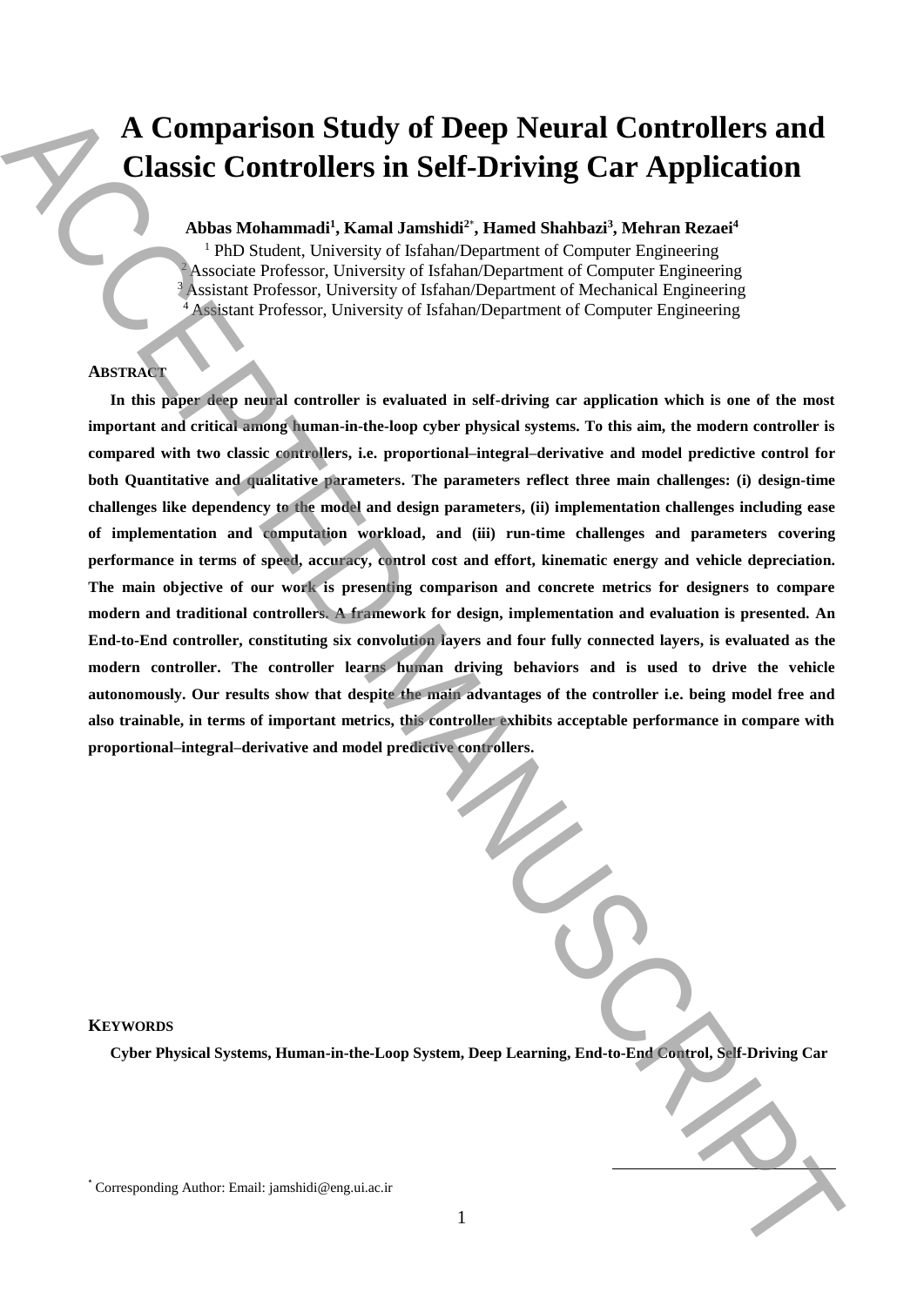# A Comparison Study of Deep Neural Controllers and Classic Controllers in Self-Driving Car Application

**Abbas Mohammadi[1], Kamal Jamshidi[2*], Hamed Shahbazi[3], Mehran Rezaei[4]**

[1] PhD Student, University of Isfahan/Department of Computer Engineering
[2] Associate Professor, University of Isfahan/Department of Computer Engineering
[3] Assistant Professor, University of Isfahan/Department of Mechanical Engineering
[4] Assistant Professor, University of Isfahan/Department of Computer Engineering

## ABSTRACT

**In this paper deep neural controller is evaluated in self-driving car application which is one of the most important and critical among human-in-the-loop cyber physical systems. To this aim, the modern controller is compared with two classic controllers, i.e. proportional–integral–derivative and model predictive control for both Quantitative and qualitative parameters. The parameters reflect three main challenges: (i) design-time challenges like dependency to the model and design parameters, (ii) implementation challenges including ease of implementation and computation workload, and (iii) run-time challenges and parameters covering performance in terms of speed, accuracy, control cost and effort, kinematic energy and vehicle depreciation. The main objective of our work is presenting comparison and concrete metrics for designers to compare modern and traditional controllers. A framework for design, implementation and evaluation is presented. An End-to-End controller, constituting six convolution layers and four fully connected layers, is evaluated as the modern controller. The controller learns human driving behaviors and is used to drive the vehicle autonomously. Our results show that despite the main advantages of the controller i.e. being model free and also trainable, in terms of important metrics, this controller exhibits acceptable performance in compare with proportional–integral–derivative and model predictive controllers.**

## KEYWORDS

**Cyber Physical Systems, Human-in-the-Loop System, Deep Learning, End-to-End Control, Self-Driving Car**

[*] Corresponding Author: Email: jamshidi@eng.ui.ac.ir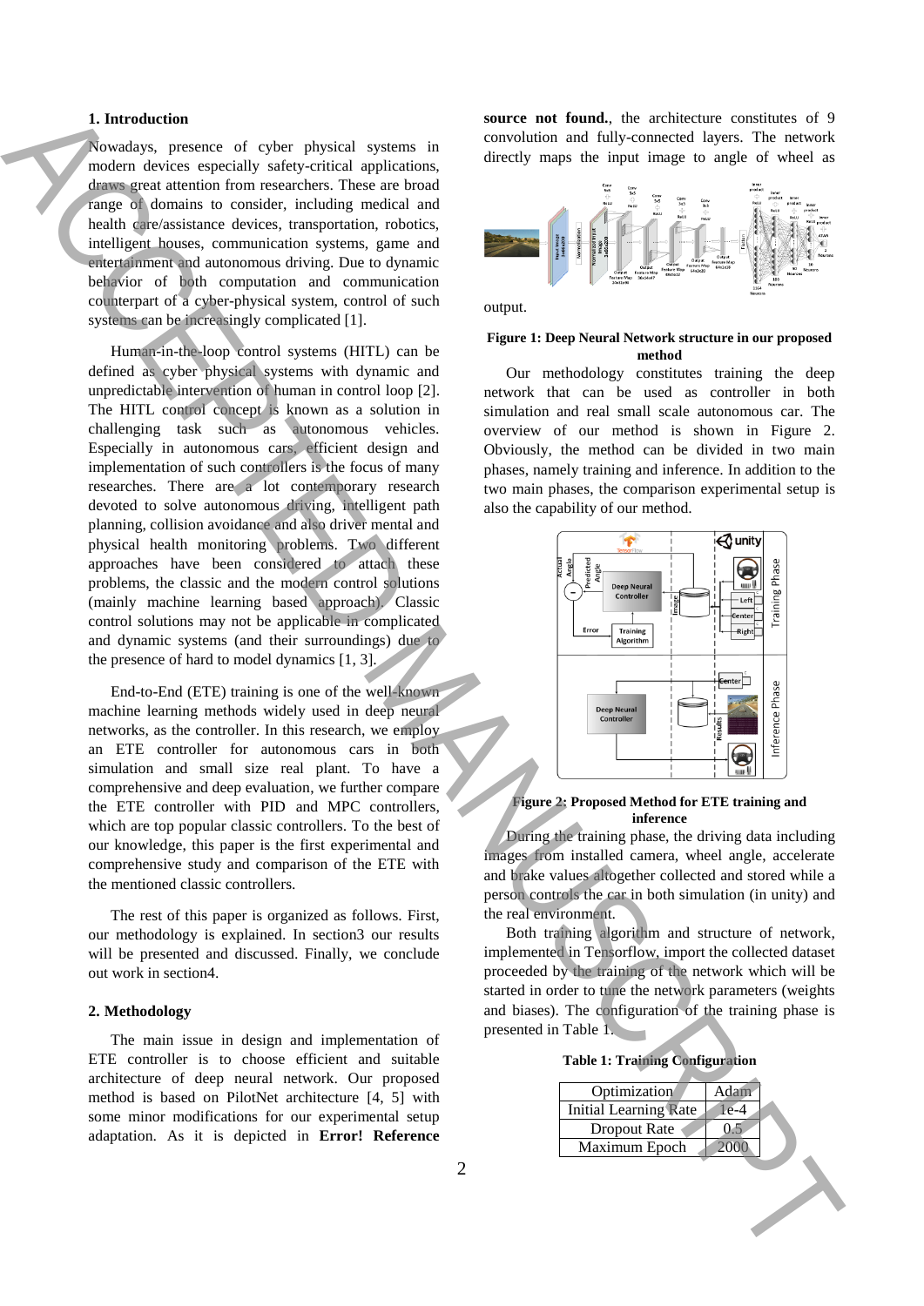## 1. Introduction

Nowadays, presence of cyber physical systems in modern devices especially safety-critical applications, draws great attention from researchers. These are broad range of domains to consider, including medical and health care/assistance devices, transportation, robotics, intelligent houses, communication systems, game and entertainment and autonomous driving. Due to dynamic behavior of both computation and communication counterpart of a cyber-physical system, control of such systems can be increasingly complicated [1].

Human-in-the-loop control systems (HITL) can be defined as cyber physical systems with dynamic and unpredictable intervention of human in control loop [2]. The HITL control concept is known as a solution in challenging task such as autonomous vehicles. Especially in autonomous cars, efficient design and implementation of such controllers is the focus of many researches. There are a lot contemporary research devoted to solve autonomous driving, intelligent path planning, collision avoidance and also driver mental and physical health monitoring problems. Two different approaches have been considered to attach these problems, the classic and the modern control solutions (mainly machine learning based approach). Classic control solutions may not be applicable in complicated and dynamic systems (and their surroundings) due to the presence of hard to model dynamics [1, 3].

End-to-End (ETE) training is one of the well-known machine learning methods widely used in deep neural networks, as the controller. In this research, we employ an ETE controller for autonomous cars in both simulation and small size real plant. To have a comprehensive and deep evaluation, we further compare the ETE controller with PID and MPC controllers, which are top popular classic controllers. To the best of our knowledge, this paper is the first experimental and comprehensive study and comparison of the ETE with the mentioned classic controllers.

The rest of this paper is organized as follows. First, our methodology is explained. In section3 our results will be presented and discussed. Finally, we conclude out work in section4.

## 2. Methodology

The main issue in design and implementation of ETE controller is to choose efficient and suitable architecture of deep neural network. Our proposed method is based on PilotNet architecture [4, 5] with some minor modifications for our experimental setup adaptation. As it is depicted in **Error! Reference source not found.**, the architecture constitutes of 9 convolution and fully-connected layers. The network directly maps the input image to angle of wheel as output.

**Figure 1: Deep Neural Network structure in our proposed method**

Our methodology constitutes training the deep network that can be used as controller in both simulation and real small scale autonomous car. The overview of our method is shown in Figure 2. Obviously, the method can be divided in two main phases, namely training and inference. In addition to the two main phases, the comparison experimental setup is also the capability of our method.

**Figure 2: Proposed Method for ETE training and inference**

During the training phase, the driving data including images from installed camera, wheel angle, accelerate and brake values altogether collected and stored while a person controls the car in both simulation (in unity) and the real environment.

Both training algorithm and structure of network, implemented in Tensorflow, import the collected dataset proceeded by the training of the network which will be started in order to tune the network parameters (weights and biases). The configuration of the training phase is presented in Table 1.

**Table 1: Training Configuration**

| Optimization | Adam |
|---|---|
| Initial Learning Rate | 1e-4 |
| Dropout Rate | 0.5 |
| Maximum Epoch | 2000 |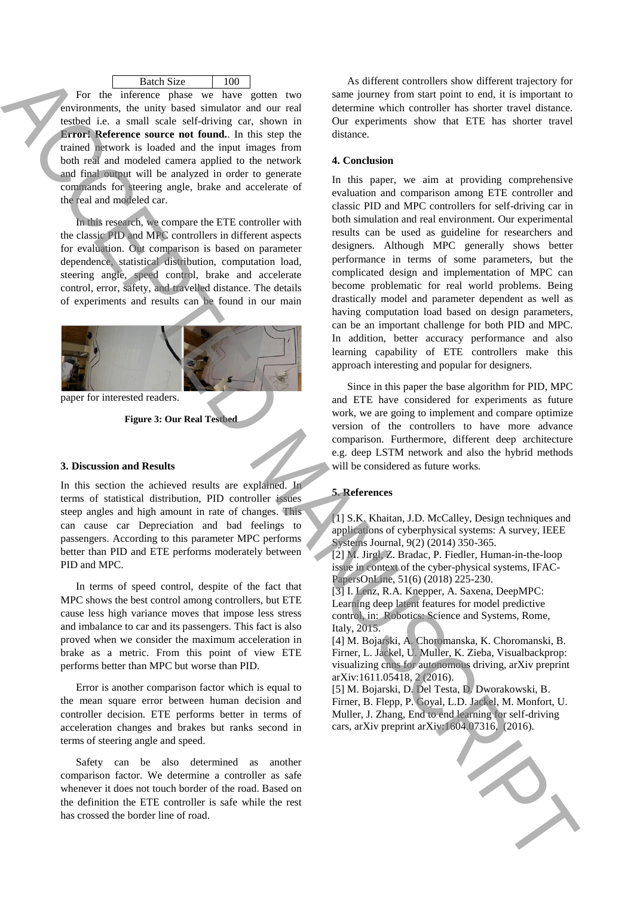| Batch Size | 100 |
|---|---|

For the inference phase we have gotten two environments, the unity based simulator and our real testbed i.e. a small scale self-driving car, shown in **Error! Reference source not found.**. In this step the trained network is loaded and the input images from both real and modeled camera applied to the network and final output will be analyzed in order to generate commands for steering angle, brake and accelerate of the real and modeled car.

In this research, we compare the ETE controller with the classic PID and MPC controllers in different aspects for evaluation. Out comparison is based on parameter dependence, statistical distribution, computation load, steering angle, speed control, brake and accelerate control, error, safety, and travelled distance. The details of experiments and results can be found in our main paper for interested readers.

**Figure 3: Our Real Testbed**

### 3. Discussion and Results

In this section the achieved results are explained. In terms of statistical distribution, PID controller issues steep angles and high amount in rate of changes. This can cause car Depreciation and bad feelings to passengers. According to this parameter MPC performs better than PID and ETE performs moderately between PID and MPC.

In terms of speed control, despite of the fact that MPC shows the best control among controllers, but ETE cause less high variance moves that impose less stress and imbalance to car and its passengers. This fact is also proved when we consider the maximum acceleration in brake as a metric. From this point of view ETE performs better than MPC but worse than PID.

Error is another comparison factor which is equal to the mean square error between human decision and controller decision. ETE performs better in terms of acceleration changes and brakes but ranks second in terms of steering angle and speed.

Safety can be also determined as another comparison factor. We determine a controller as safe whenever it does not touch border of the road. Based on the definition the ETE controller is safe while the rest has crossed the border line of road.

As different controllers show different trajectory for same journey from start point to end, it is important to determine which controller has shorter travel distance. Our experiments show that ETE has shorter travel distance.

### 4. Conclusion

In this paper, we aim at providing comprehensive evaluation and comparison among ETE controller and classic PID and MPC controllers for self-driving car in both simulation and real environment. Our experimental results can be used as guideline for researchers and designers. Although MPC generally shows better performance in terms of some parameters, but the complicated design and implementation of MPC can become problematic for real world problems. Being drastically model and parameter dependent as well as having computation load based on design parameters, can be an important challenge for both PID and MPC. In addition, better accuracy performance and also learning capability of ETE controllers make this approach interesting and popular for designers.

Since in this paper the base algorithm for PID, MPC and ETE have considered for experiments as future work, we are going to implement and compare optimize version of the controllers to have more advance comparison. Furthermore, different deep architecture e.g. deep LSTM network and also the hybrid methods will be considered as future works.

### 5. References

[1] S.K. Khaitan, J.D. McCalley, Design techniques and applications of cyberphysical systems: A survey, IEEE Systems Journal, 9(2) (2014) 350-365.
[2] M. Jirgl, Z. Bradac, P. Fiedler, Human-in-the-loop issue in context of the cyber-physical systems, IFAC-PapersOnLine, 51(6) (2018) 225-230.
[3] I. Lenz, R.A. Knepper, A. Saxena, DeepMPC: Learning deep latent features for model predictive control, in: Robotics: Science and Systems, Rome, Italy, 2015.
[4] M. Bojarski, A. Choromanska, K. Choromanski, B. Firner, L. Jackel, U. Muller, K. Zieba, Visualbackprop: visualizing cnns for autonomous driving, arXiv preprint arXiv:1611.05418, 2 (2016).
[5] M. Bojarski, D. Del Testa, D. Dworakowski, B. Firner, B. Flepp, P. Goyal, L.D. Jackel, M. Monfort, U. Muller, J. Zhang, End to end learning for self-driving cars, arXiv preprint arXiv:1604.07316, (2016).